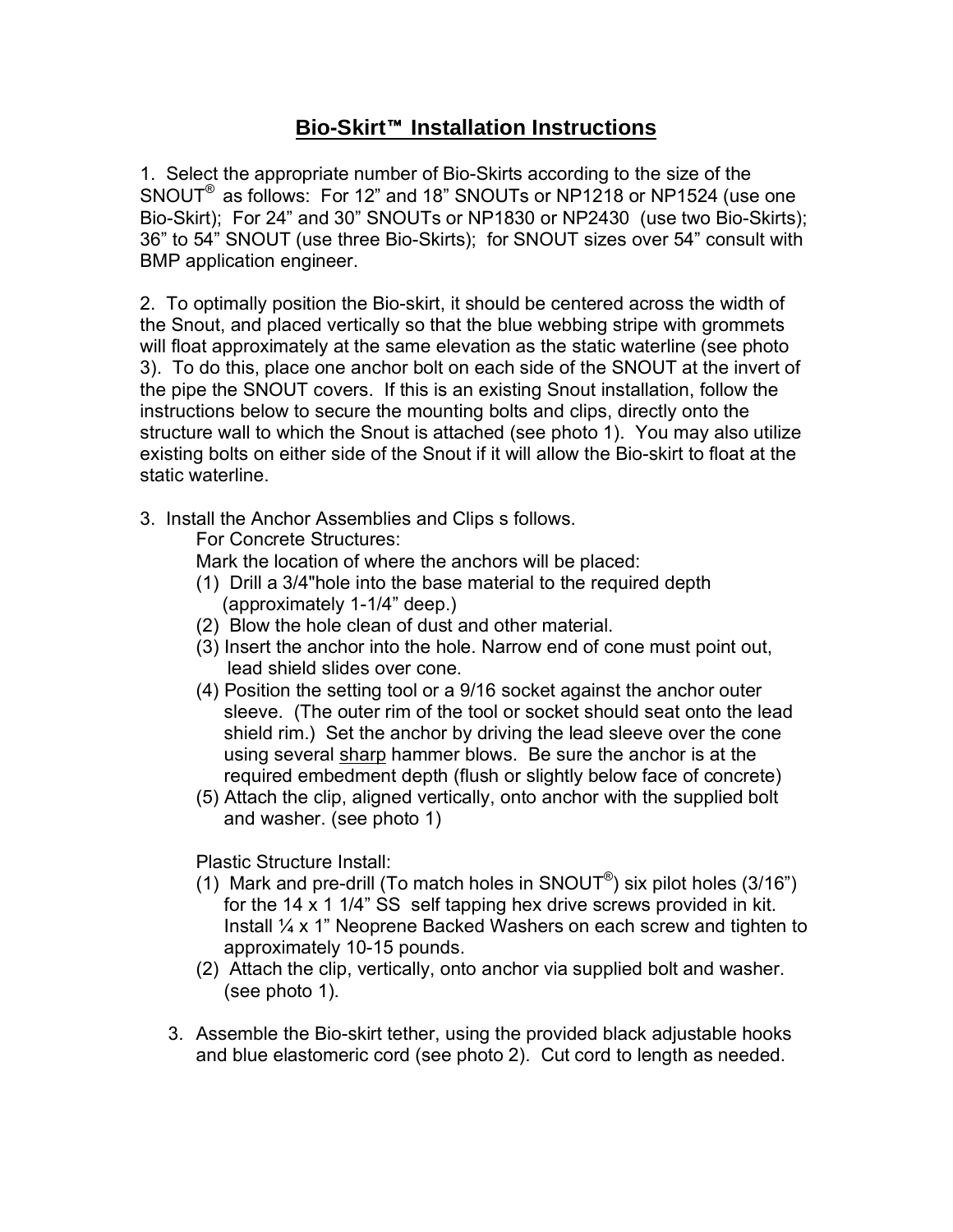# **Bio-Skirt™ Installation Instructions**

1. Select the appropriate number of Bio-Skirts according to the size of the SNOUT® as follows: For 12" and 18" SNOUTs or NP1218 or NP1524 (use one Bio-Skirt); For 24" and 30" SNOUTs or NP1830 or NP2430 (use two Bio-Skirts); 36" to 54" SNOUT (use three Bio-Skirts); for SNOUT sizes over 54" consult with BMP application engineer.

2. To optimally position the Bio-skirt, it should be centered across the width of the Snout, and placed vertically so that the blue webbing stripe with grommets will float approximately at the same elevation as the static waterline (see photo 3). To do this, place one anchor bolt on each side of the SNOUT at the invert of the pipe the SNOUT covers. If this is an existing Snout installation, follow the instructions below to secure the mounting bolts and clips, directly onto the structure wall to which the Snout is attached (see photo 1). You may also utilize existing bolts on either side of the Snout if it will allow the Bio-skirt to float at the static waterline.

3. Install the Anchor Assemblies and Clips s follows.

   For Concrete Structures:

   Mark the location of where the anchors will be placed:

   (1) Drill a 3/4"hole into the base material to the required depth (approximately 1-1/4" deep.)

   (2) Blow the hole clean of dust and other material.

   (3) Insert the anchor into the hole. Narrow end of cone must point out, lead shield slides over cone.

   (4) Position the setting tool or a 9/16 socket against the anchor outer sleeve. (The outer rim of the tool or socket should seat onto the lead shield rim.) Set the anchor by driving the lead sleeve over the cone using several <u>sharp</u> hammer blows. Be sure the anchor is at the required embedment depth (flush or slightly below face of concrete)

   (5) Attach the clip, aligned vertically, onto anchor with the supplied bolt and washer. (see photo 1)

   Plastic Structure Install:

   (1) Mark and pre-drill (To match holes in SNOUT®) six pilot holes (3/16") for the 14 x 1 1/4" SS self tapping hex drive screws provided in kit. Install ¼ x 1" Neoprene Backed Washers on each screw and tighten to approximately 10-15 pounds.

   (2) Attach the clip, vertically, onto anchor via supplied bolt and washer. (see photo 1).

3. Assemble the Bio-skirt tether, using the provided black adjustable hooks and blue elastomeric cord (see photo 2). Cut cord to length as needed.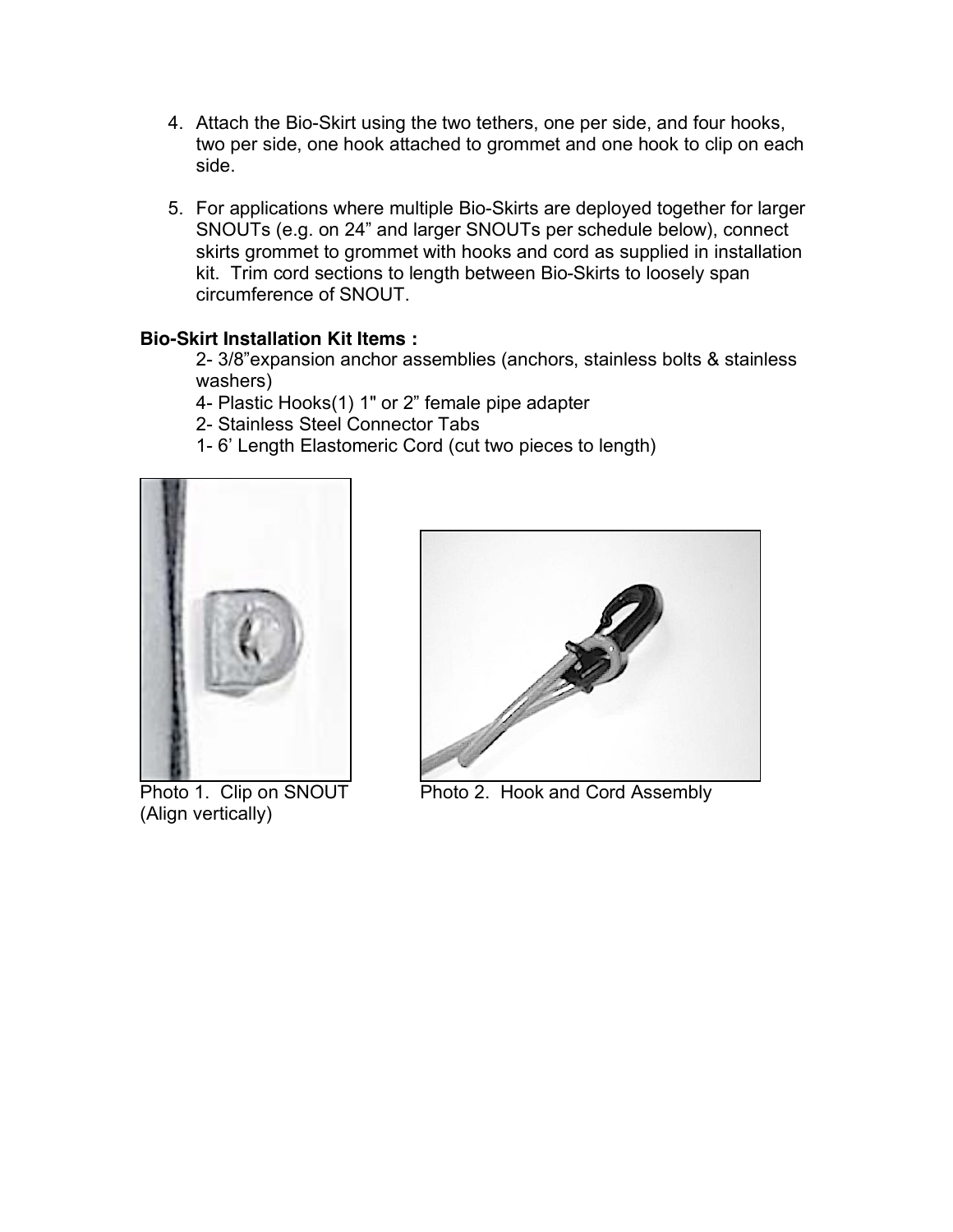4. Attach the Bio-Skirt using the two tethers, one per side, and four hooks, two per side, one hook attached to grommet and one hook to clip on each side.

5. For applications where multiple Bio-Skirts are deployed together for larger SNOUTs (e.g. on 24" and larger SNOUTs per schedule below), connect skirts grommet to grommet with hooks and cord as supplied in installation kit. Trim cord sections to length between Bio-Skirts to loosely span circumference of SNOUT.

**Bio-Skirt Installation Kit Items :**

2- 3/8"expansion anchor assemblies (anchors, stainless bolts & stainless washers)
4- Plastic Hooks(1) 1" or 2" female pipe adapter
2- Stainless Steel Connector Tabs
1- 6' Length Elastomeric Cord (cut two pieces to length)

Photo 1. Clip on SNOUT (Align vertically)

Photo 2. Hook and Cord Assembly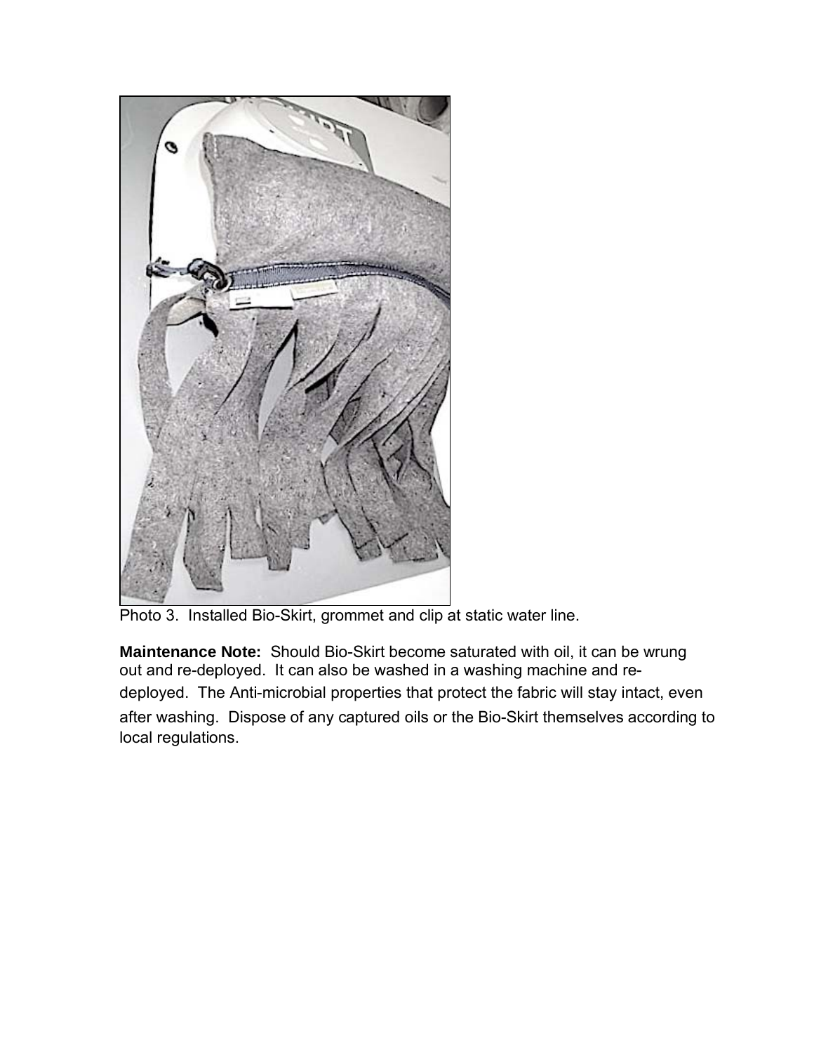Photo 3. Installed Bio-Skirt, grommet and clip at static water line.

**Maintenance Note:** Should Bio-Skirt become saturated with oil, it can be wrung out and re-deployed. It can also be washed in a washing machine and re-deployed. The Anti-microbial properties that protect the fabric will stay intact, even after washing. Dispose of any captured oils or the Bio-Skirt themselves according to local regulations.